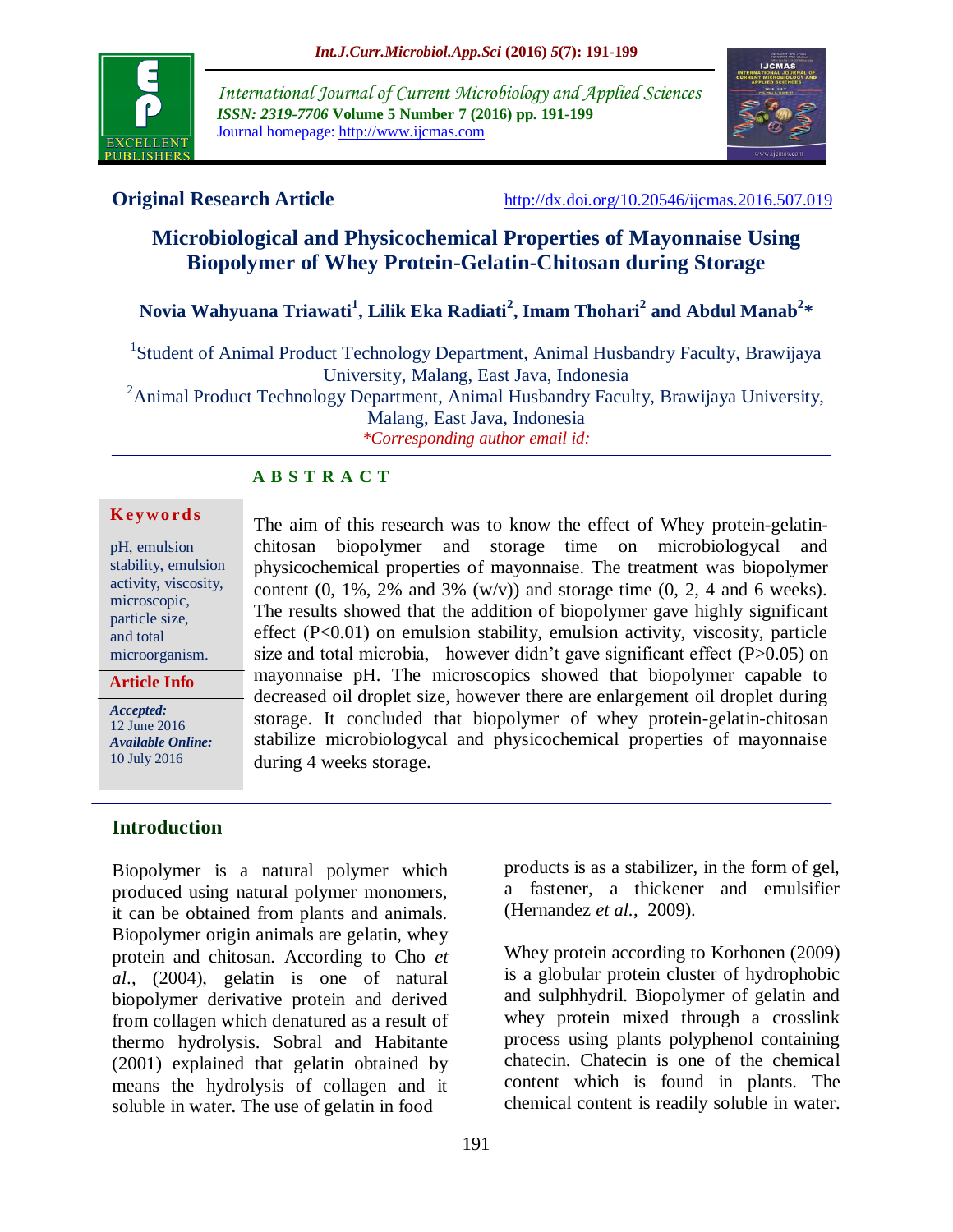**Original Research Article** http://dx.doi.org/10.20546/ijcmas.2016.507.019

# Microbiological and Physicochemical Properties of Mayonnaise Using Biopolymer of Whey Protein-Gelatin-Chitosan during Storage

**Novia Wahyuana Triawati[1], Lilik Eka Radiati[2], Imam Thohari[2] and Abdul Manab[2]***

[1]Student of Animal Product Technology Department, Animal Husbandry Faculty, Brawijaya University, Malang, East Java, Indonesia

[2]Animal Product Technology Department, Animal Husbandry Faculty, Brawijaya University, Malang, East Java, Indonesia

**Corresponding author email id:*

## ABSTRACT

**Keywords**

pH, emulsion stability, emulsion activity, viscosity, microscopic, particle size, and total microorganism.

**Article Info**

*Accepted:* 12 June 2016

*Available Online:* 10 July 2016

The aim of this research was to know the effect of Whey protein-gelatin-chitosan biopolymer and storage time on microbiologycal and physicochemical properties of mayonnaise. The treatment was biopolymer content (0, 1%, 2% and 3% (w/v)) and storage time (0, 2, 4 and 6 weeks). The results showed that the addition of biopolymer gave highly significant effect ($P<0.01$) on emulsion stability, emulsion activity, viscosity, particle size and total microbia, however didn't gave significant effect ($P>0.05$) on mayonnaise pH. The microscopics showed that biopolymer capable to decreased oil droplet size, however there are enlargement oil droplet during storage. It concluded that biopolymer of whey protein-gelatin-chitosan stabilize microbiologycal and physicochemical properties of mayonnaise during 4 weeks storage.

## Introduction

Biopolymer is a natural polymer which produced using natural polymer monomers, it can be obtained from plants and animals. Biopolymer origin animals are gelatin, whey protein and chitosan. According to Cho *et al*., (2004), gelatin is one of natural biopolymer derivative protein and derived from collagen which denatured as a result of thermo hydrolysis. Sobral and Habitante (2001) explained that gelatin obtained by means the hydrolysis of collagen and it soluble in water. The use of gelatin in food products is as a stabilizer, in the form of gel, a fastener, a thickener and emulsifier (Hernandez *et al*., 2009).

Whey protein according to Korhonen (2009) is a globular protein cluster of hydrophobic and sulphhydril. Biopolymer of gelatin and whey protein mixed through a crosslink process using plants polyphenol containing chatecin. Chatecin is one of the chemical content which is found in plants. The chemical content is readily soluble in water.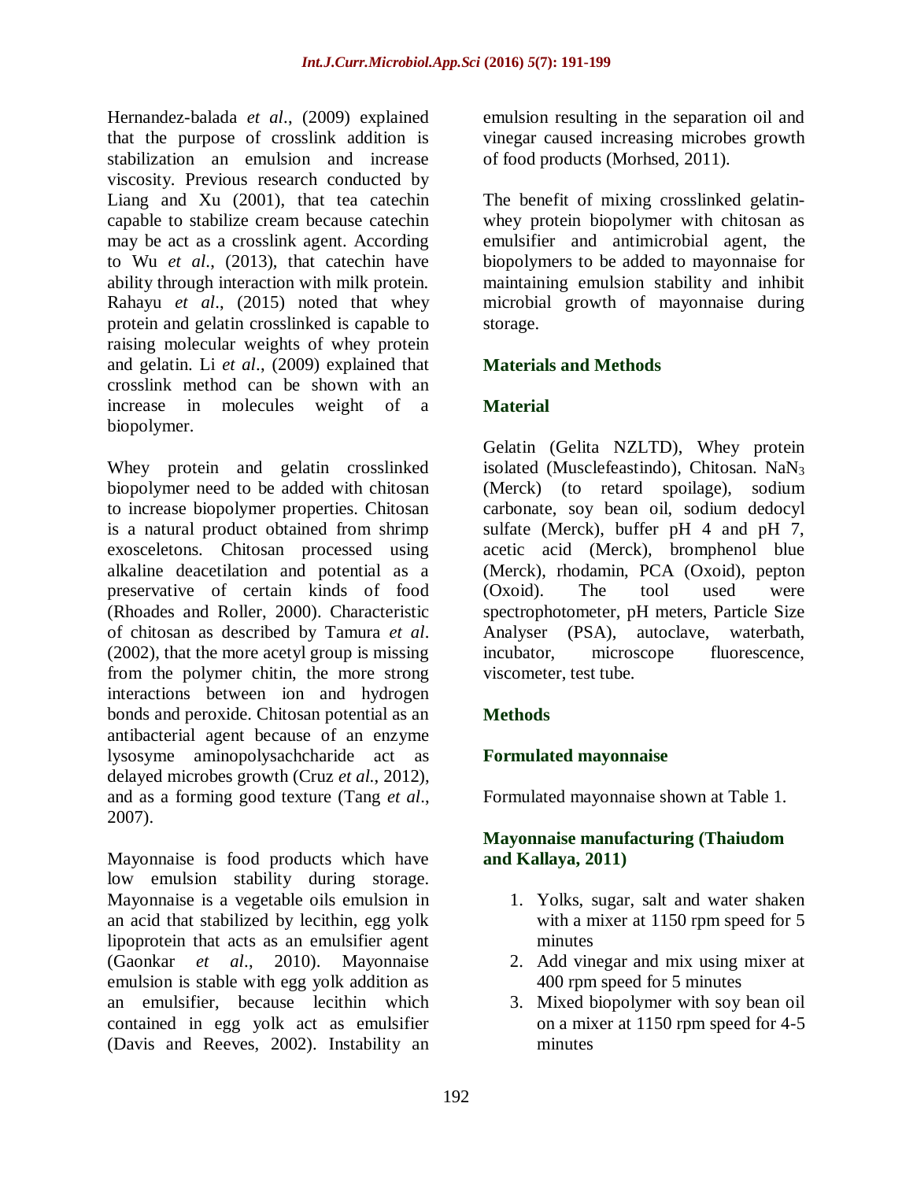Hernandez-balada *et al*., (2009) explained that the purpose of crosslink addition is stabilization an emulsion and increase viscosity. Previous research conducted by Liang and Xu (2001), that tea catechin capable to stabilize cream because catechin may be act as a crosslink agent. According to Wu *et al*., (2013), that catechin have ability through interaction with milk protein. Rahayu *et al*., (2015) noted that whey protein and gelatin crosslinked is capable to raising molecular weights of whey protein and gelatin. Li *et al*., (2009) explained that crosslink method can be shown with an increase in molecules weight of a biopolymer.

Whey protein and gelatin crosslinked biopolymer need to be added with chitosan to increase biopolymer properties. Chitosan is a natural product obtained from shrimp exosceletons. Chitosan processed using alkaline deacetilation and potential as a preservative of certain kinds of food (Rhoades and Roller, 2000). Characteristic of chitosan as described by Tamura *et al*. (2002), that the more acetyl group is missing from the polymer chitin, the more strong interactions between ion and hydrogen bonds and peroxide. Chitosan potential as an antibacterial agent because of an enzyme lysosyme aminopolysachcharide act as delayed microbes growth (Cruz *et al*., 2012), and as a forming good texture (Tang *et al*., 2007).

Mayonnaise is food products which have low emulsion stability during storage. Mayonnaise is a vegetable oils emulsion in an acid that stabilized by lecithin, egg yolk lipoprotein that acts as an emulsifier agent (Gaonkar *et al*., 2010). Mayonnaise emulsion is stable with egg yolk addition as an emulsifier, because lecithin which contained in egg yolk act as emulsifier (Davis and Reeves, 2002). Instability an emulsion resulting in the separation oil and vinegar caused increasing microbes growth of food products (Morhsed, 2011).

The benefit of mixing crosslinked gelatin-whey protein biopolymer with chitosan as emulsifier and antimicrobial agent, the biopolymers to be added to mayonnaise for maintaining emulsion stability and inhibit microbial growth of mayonnaise during storage.

## Materials and Methods

### Material

Gelatin (Gelita NZLTD), Whey protein isolated (Musclefeastindo), Chitosan. $NaN_3$ (Merck) (to retard spoilage), sodium carbonate, soy bean oil, sodium dedocyl sulfate (Merck), buffer pH 4 and pH 7, acetic acid (Merck), bromphenol blue (Merck), rhodamin, PCA (Oxoid), pepton (Oxoid). The tool used were spectrophotometer, pH meters, Particle Size Analyser (PSA), autoclave, waterbath, incubator, microscope fluorescence, viscometer, test tube.

### Methods

#### Formulated mayonnaise

Formulated mayonnaise shown at Table 1.

#### Mayonnaise manufacturing (Thaiudom and Kallaya, 2011)

1. Yolks, sugar, salt and water shaken with a mixer at 1150 rpm speed for 5 minutes
2. Add vinegar and mix using mixer at 400 rpm speed for 5 minutes
3. Mixed biopolymer with soy bean oil on a mixer at 1150 rpm speed for 4-5 minutes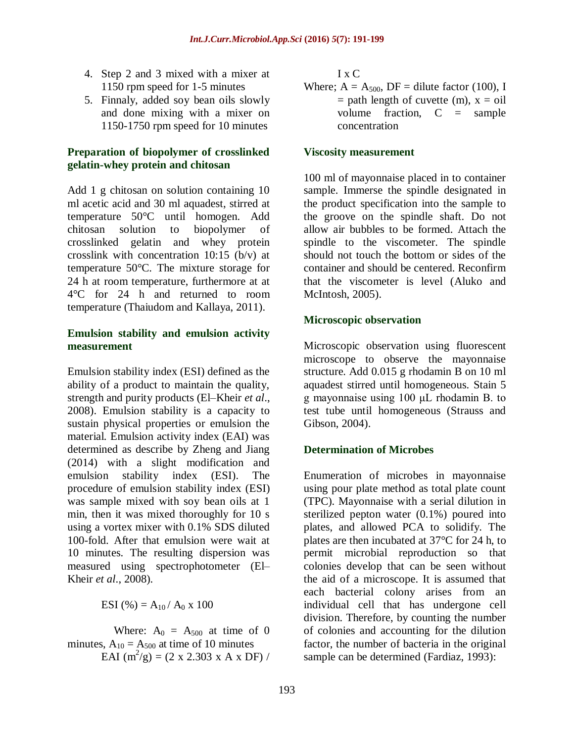4. Step 2 and 3 mixed with a mixer at 1150 rpm speed for 1-5 minutes
5. Finnaly, added soy bean oils slowly and done mixing with a mixer on 1150-1750 rpm speed for 10 minutes

### Preparation of biopolymer of crosslinked gelatin-whey protein and chitosan

Add 1 g chitosan on solution containing 10 ml acetic acid and 30 ml aquadest, stirred at temperature 50°C until homogen. Add chitosan solution to biopolymer of crosslinked gelatin and whey protein crosslink with concentration 10:15 (b/v) at temperature 50°C. The mixture storage for 24 h at room temperature, furthermore at at 4°C for 24 h and returned to room temperature (Thaiudom and Kallaya, 2011).

### Emulsion stability and emulsion activity measurement

Emulsion stability index (ESI) defined as the ability of a product to maintain the quality, strength and purity products (El–Kheir *et al*., 2008). Emulsion stability is a capacity to sustain physical properties or emulsion the material. Emulsion activity index (EAI) was determined as describe by Zheng and Jiang (2014) with a slight modification and emulsion stability index (ESI). The procedure of emulsion stability index (ESI) was sample mixed with soy bean oils at 1 min, then it was mixed thoroughly for 10 s using a vortex mixer with 0.1% SDS diluted 100-fold. After that emulsion were wait at 10 minutes. The resulting dispersion was measured using spectrophotometer (El–Kheir *et al*., 2008).

$$ESI\ (\%) = A_{10} / A_0 \times 100$$

Where: $A_0 = A_{500}$ at time of 0 minutes, $A_{10} = A_{500}$ at time of 10 minutes

$$EAI\ (m^2/g) = (2 \times 2.303 \times A \times DF) / I \times C$$

Where; $A = A_{500}$, DF = dilute factor (100), I = path length of cuvette (m), x = oil volume fraction, C = sample concentration

### Viscosity measurement

100 ml of mayonnaise placed in to container sample. Immerse the spindle designated in the product specification into the sample to the groove on the spindle shaft. Do not allow air bubbles to be formed. Attach the spindle to the viscometer. The spindle should not touch the bottom or sides of the container and should be centered. Reconfirm that the viscometer is level (Aluko and McIntosh, 2005).

### Microscopic observation

Microscopic observation using fluorescent microscope to observe the mayonnaise structure. Add 0.015 g rhodamin B on 10 ml aquadest stirred until homogeneous. Stain 5 g mayonnaise using 100 μL rhodamin B. to test tube until homogeneous (Strauss and Gibson, 2004).

### Determination of Microbes

Enumeration of microbes in mayonnaise using pour plate method as total plate count (TPC). Mayonnaise with a serial dilution in sterilized pepton water (0.1%) poured into plates, and allowed PCA to solidify. The plates are then incubated at 37°C for 24 h, to permit microbial reproduction so that colonies develop that can be seen without the aid of a microscope. It is assumed that each bacterial colony arises from an individual cell that has undergone cell division. Therefore, by counting the number of colonies and accounting for the dilution factor, the number of bacteria in the original sample can be determined (Fardiaz, 1993):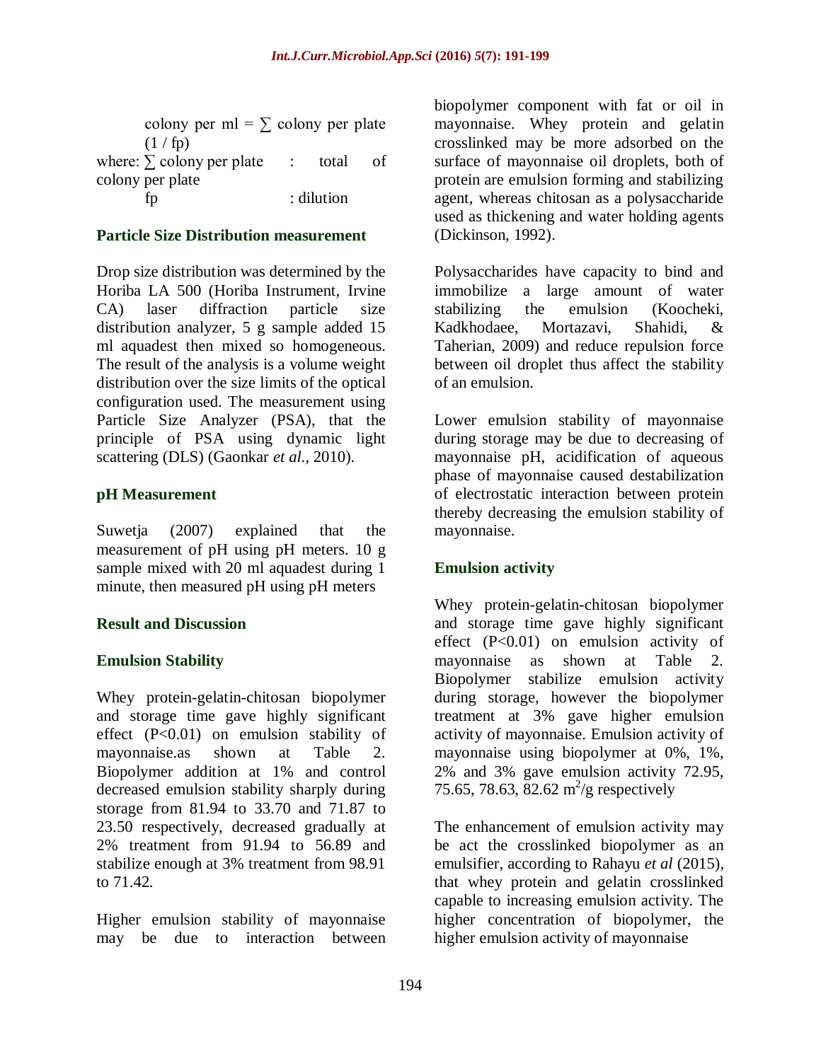colony per ml = ∑ colony per plate (1 / fp)

where: ∑ colony per plate : total of colony per plate

fp : dilution

### Particle Size Distribution measurement

Drop size distribution was determined by the Horiba LA 500 (Horiba Instrument, Irvine CA) laser diffraction particle size distribution analyzer, 5 g sample added 15 ml aquadest then mixed so homogeneous. The result of the analysis is a volume weight distribution over the size limits of the optical configuration used. The measurement using Particle Size Analyzer (PSA), that the principle of PSA using dynamic light scattering (DLS) (Gaonkar *et al.*, 2010).

### pH Measurement

Suwetja (2007) explained that the measurement of pH using pH meters. 10 g sample mixed with 20 ml aquadest during 1 minute, then measured pH using pH meters

## Result and Discussion

### Emulsion Stability

Whey protein-gelatin-chitosan biopolymer and storage time gave highly significant effect ($P<0.01$) on emulsion stability of mayonnaise.as shown at Table 2. Biopolymer addition at 1% and control decreased emulsion stability sharply during storage from 81.94 to 33.70 and 71.87 to 23.50 respectively, decreased gradually at 2% treatment from 91.94 to 56.89 and stabilize enough at 3% treatment from 98.91 to 71.42.

Higher emulsion stability of mayonnaise may be due to interaction between biopolymer component with fat or oil in mayonnaise. Whey protein and gelatin crosslinked may be more adsorbed on the surface of mayonnaise oil droplets, both of protein are emulsion forming and stabilizing agent, whereas chitosan as a polysaccharide used as thickening and water holding agents (Dickinson, 1992).

Polysaccharides have capacity to bind and immobilize a large amount of water stabilizing the emulsion (Koocheki, Kadkhodaee, Mortazavi, Shahidi, & Taherian, 2009) and reduce repulsion force between oil droplet thus affect the stability of an emulsion.

Lower emulsion stability of mayonnaise during storage may be due to decreasing of mayonnaise pH, acidification of aqueous phase of mayonnaise caused destabilization of electrostatic interaction between protein thereby decreasing the emulsion stability of mayonnaise.

### Emulsion activity

Whey protein-gelatin-chitosan biopolymer and storage time gave highly significant effect ($P<0.01$) on emulsion activity of mayonnaise as shown at Table 2. Biopolymer stabilize emulsion activity during storage, however the biopolymer treatment at 3% gave higher emulsion activity of mayonnaise. Emulsion activity of mayonnaise using biopolymer at 0%, 1%, 2% and 3% gave emulsion activity 72.95, 75.65, 78.63, 82.62 $m^2/g$ respectively

The enhancement of emulsion activity may be act the crosslinked biopolymer as an emulsifier, according to Rahayu *et al* (2015), that whey protein and gelatin crosslinked capable to increasing emulsion activity. The higher concentration of biopolymer, the higher emulsion activity of mayonnaise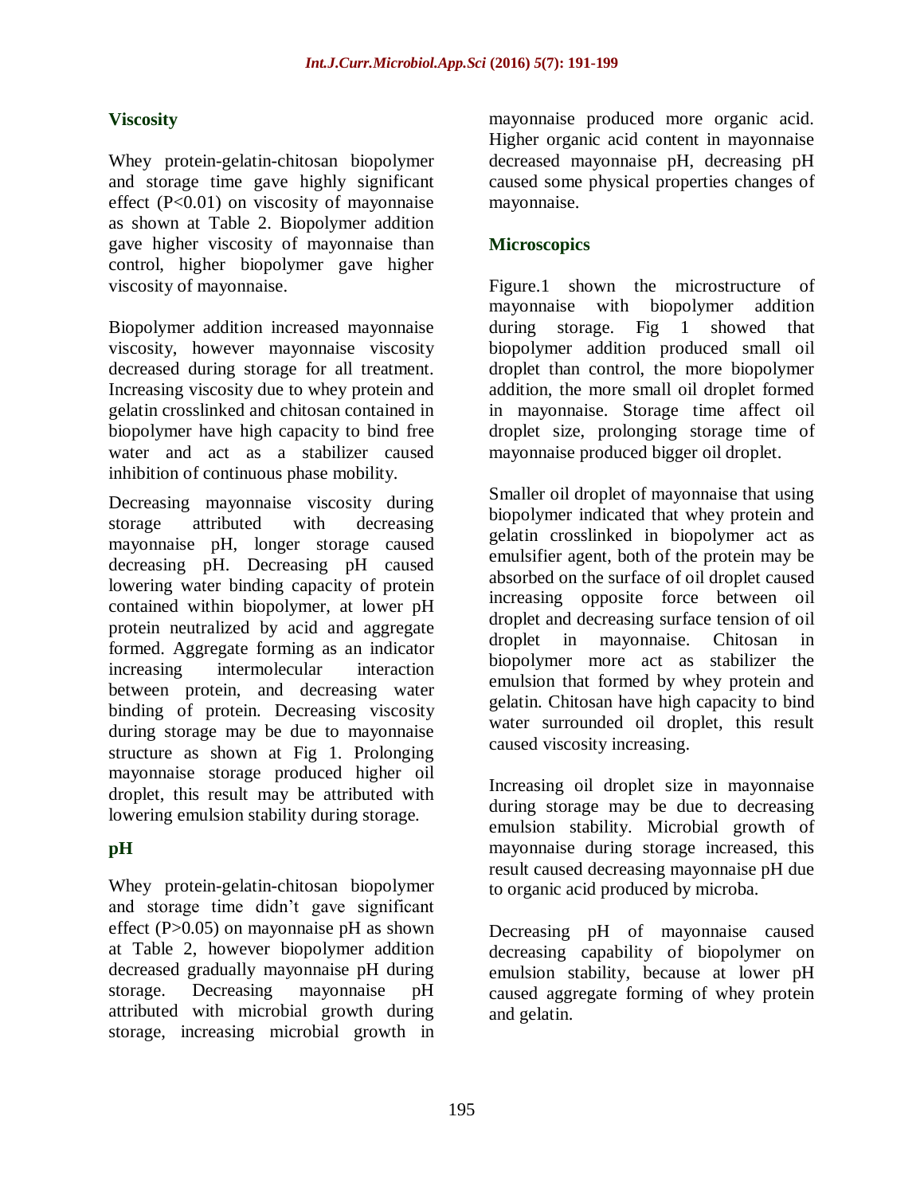### Viscosity

Whey protein-gelatin-chitosan biopolymer and storage time gave highly significant effect ($P<0.01$) on viscosity of mayonnaise as shown at Table 2. Biopolymer addition gave higher viscosity of mayonnaise than control, higher biopolymer gave higher viscosity of mayonnaise.

Biopolymer addition increased mayonnaise viscosity, however mayonnaise viscosity decreased during storage for all treatment. Increasing viscosity due to whey protein and gelatin crosslinked and chitosan contained in biopolymer have high capacity to bind free water and act as a stabilizer caused inhibition of continuous phase mobility.

Decreasing mayonnaise viscosity during storage attributed with decreasing mayonnaise pH, longer storage caused decreasing pH. Decreasing pH caused lowering water binding capacity of protein contained within biopolymer, at lower pH protein neutralized by acid and aggregate formed. Aggregate forming as an indicator increasing intermolecular interaction between protein, and decreasing water binding of protein. Decreasing viscosity during storage may be due to mayonnaise structure as shown at Fig 1. Prolonging mayonnaise storage produced higher oil droplet, this result may be attributed with lowering emulsion stability during storage.

### pH

Whey protein-gelatin-chitosan biopolymer and storage time didn't gave significant effect ($P>0.05$) on mayonnaise pH as shown at Table 2, however biopolymer addition decreased gradually mayonnaise pH during storage. Decreasing mayonnaise pH attributed with microbial growth during storage, increasing microbial growth in mayonnaise produced more organic acid. Higher organic acid content in mayonnaise decreased mayonnaise pH, decreasing pH caused some physical properties changes of mayonnaise.

### Microscopics

Figure.1 shown the microstructure of mayonnaise with biopolymer addition during storage. Fig 1 showed that biopolymer addition produced small oil droplet than control, the more biopolymer addition, the more small oil droplet formed in mayonnaise. Storage time affect oil droplet size, prolonging storage time of mayonnaise produced bigger oil droplet.

Smaller oil droplet of mayonnaise that using biopolymer indicated that whey protein and gelatin crosslinked in biopolymer act as emulsifier agent, both of the protein may be absorbed on the surface of oil droplet caused increasing opposite force between oil droplet and decreasing surface tension of oil droplet in mayonnaise. Chitosan in biopolymer more act as stabilizer the emulsion that formed by whey protein and gelatin. Chitosan have high capacity to bind water surrounded oil droplet, this result caused viscosity increasing.

Increasing oil droplet size in mayonnaise during storage may be due to decreasing emulsion stability. Microbial growth of mayonnaise during storage increased, this result caused decreasing mayonnaise pH due to organic acid produced by microba.

Decreasing pH of mayonnaise caused decreasing capability of biopolymer on emulsion stability, because at lower pH caused aggregate forming of whey protein and gelatin.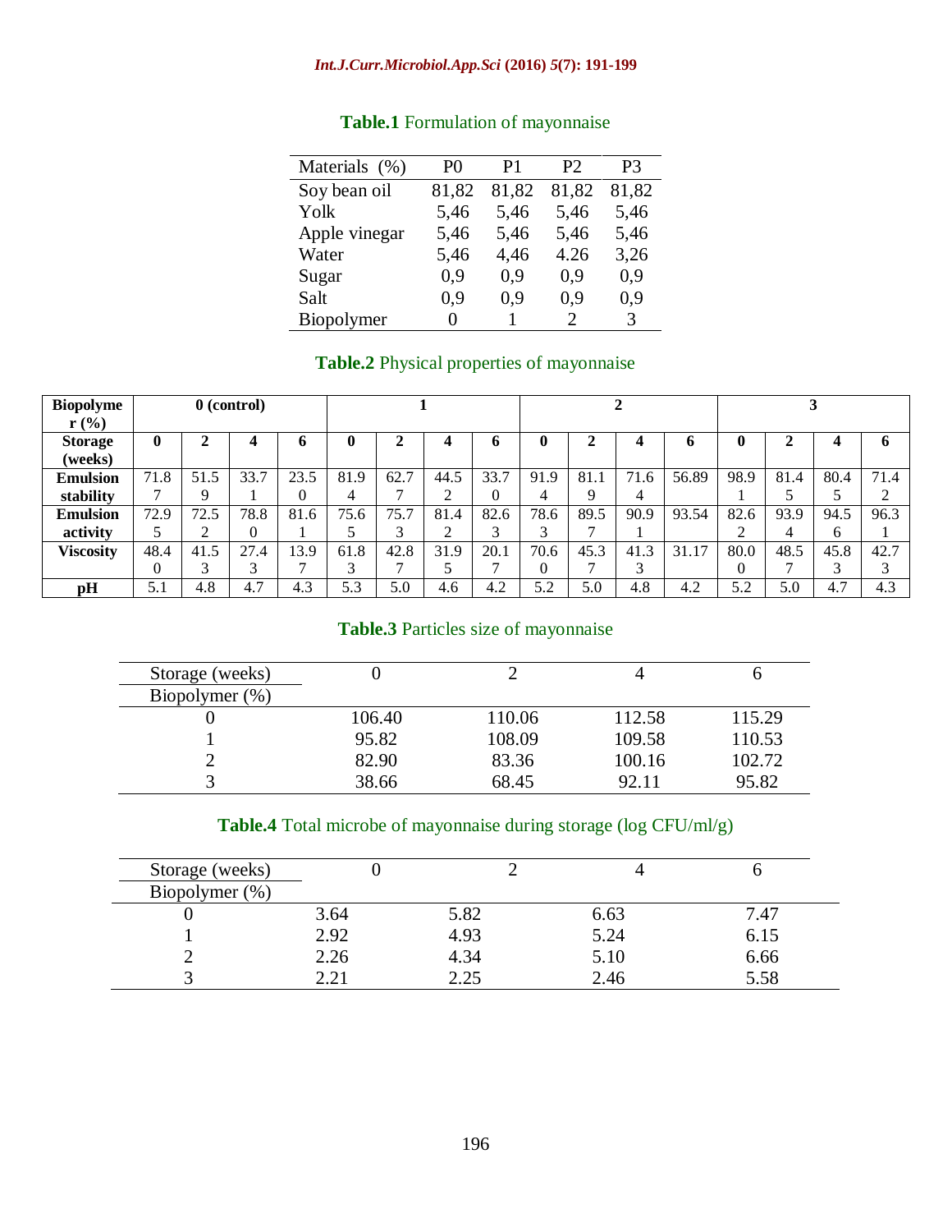**Table.1** Formulation of mayonnaise

| Materials (%) | P0 | P1 | P2 | P3 |
|---|---|---|---|---|
| Soy bean oil | 81,82 | 81,82 | 81,82 | 81,82 |
| Yolk | 5,46 | 5,46 | 5,46 | 5,46 |
| Apple vinegar | 5,46 | 5,46 | 5,46 | 5,46 |
| Water | 5,46 | 4,46 | 4.26 | 3,26 |
| Sugar | 0,9 | 0,9 | 0,9 | 0,9 |
| Salt | 0,9 | 0,9 | 0,9 | 0,9 |
| Biopolymer | 0 | 1 | 2 | 3 |

**Table.2** Physical properties of mayonnaise

| **Biopolymer (%)** | **0 (control)** | | | | **1** | | | | **2** | | | | **3** | | | |
|---|---|---|---|---|---|---|---|---|---|---|---|---|---|---|---|---|
| **Storage (weeks)** | **0** | **2** | **4** | **6** | **0** | **2** | **4** | **6** | **0** | **2** | **4** | **6** | **0** | **2** | **4** | **6** |
| **Emulsion stability** | 71.87 | 51.59 | 33.71 | 23.50 | 81.94 | 62.77 | 44.52 | 33.70 | 91.94 | 81.19 | 71.64 | 56.89 | 98.91 | 81.45 | 80.45 | 71.42 |
| **Emulsion activity** | 72.95 | 72.52 | 78.80 | 81.61 | 75.65 | 75.73 | 81.42 | 82.63 | 78.63 | 89.57 | 90.91 | 93.54 | 82.62 | 93.94 | 94.56 | 96.31 |
| **Viscosity** | 48.40 | 41.53 | 27.43 | 13.97 | 61.83 | 42.87 | 31.95 | 20.17 | 70.60 | 45.37 | 41.33 | 31.17 | 80.00 | 48.57 | 45.83 | 42.73 |
| **pH** | 5.1 | 4.8 | 4.7 | 4.3 | 5.3 | 5.0 | 4.6 | 4.2 | 5.2 | 5.0 | 4.8 | 4.2 | 5.2 | 5.0 | 4.7 | 4.3 |

**Table.3** Particles size of mayonnaise

| Storage (weeks) / Biopolymer (%) | 0 | 2 | 4 | 6 |
|---|---|---|---|---|
| 0 | 106.40 | 110.06 | 112.58 | 115.29 |
| 1 | 95.82 | 108.09 | 109.58 | 110.53 |
| 2 | 82.90 | 83.36 | 100.16 | 102.72 |
| 3 | 38.66 | 68.45 | 92.11 | 95.82 |

**Table.4** Total microbe of mayonnaise during storage (log CFU/ml/g)

| Storage (weeks) / Biopolymer (%) | 0 | 2 | 4 | 6 |
|---|---|---|---|---|
| 0 | 3.64 | 5.82 | 6.63 | 7.47 |
| 1 | 2.92 | 4.93 | 5.24 | 6.15 |
| 2 | 2.26 | 4.34 | 5.10 | 6.66 |
| 3 | 2.21 | 2.25 | 2.46 | 5.58 |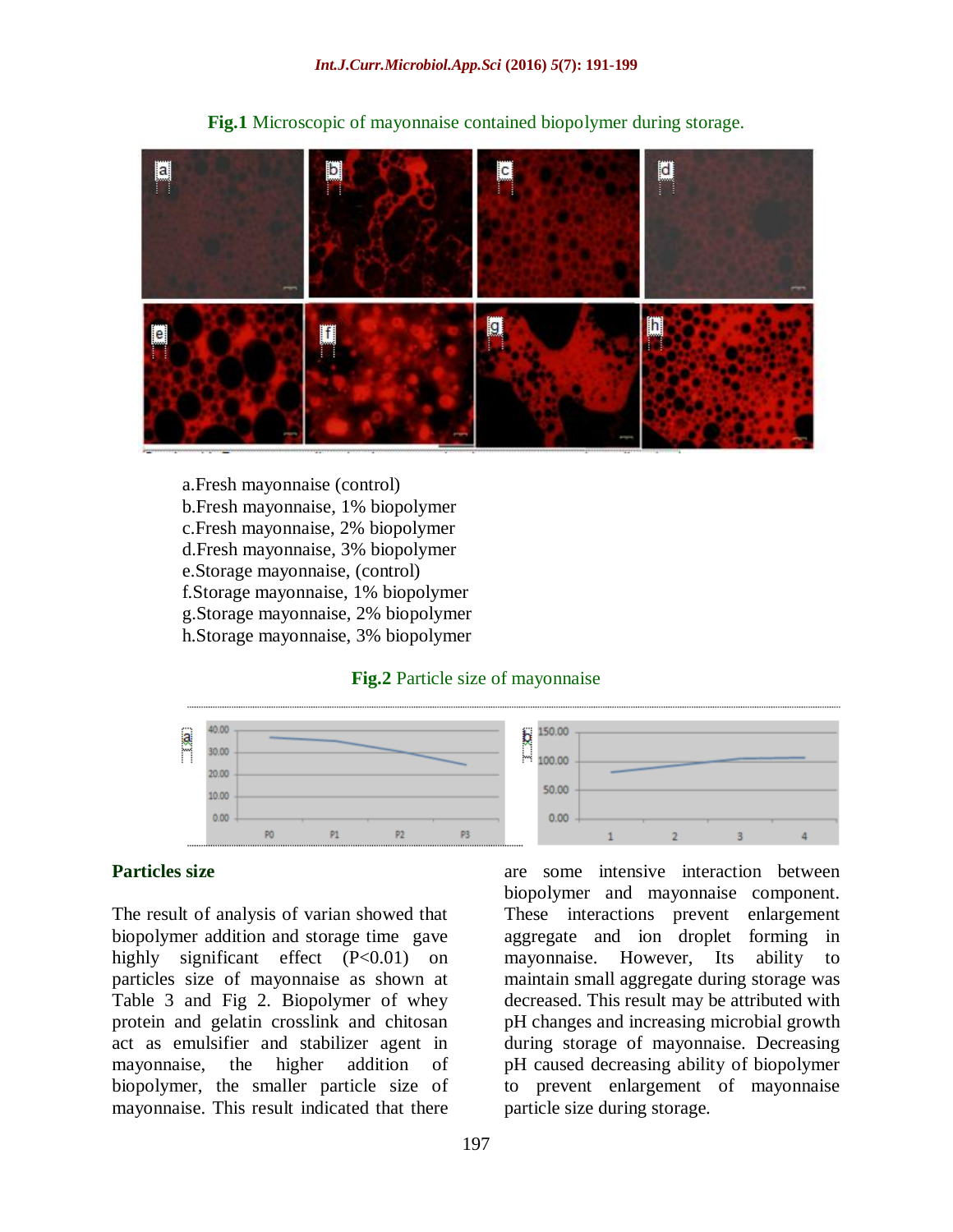**Fig.1** Microscopic of mayonnaise contained biopolymer during storage.

a.Fresh mayonnaise (control)
b.Fresh mayonnaise, 1% biopolymer
c.Fresh mayonnaise, 2% biopolymer
d.Fresh mayonnaise, 3% biopolymer
e.Storage mayonnaise, (control)
f.Storage mayonnaise, 1% biopolymer
g.Storage mayonnaise, 2% biopolymer
h.Storage mayonnaise, 3% biopolymer

**Fig.2** Particle size of mayonnaise

### Particles size

The result of analysis of varian showed that biopolymer addition and storage time gave highly significant effect ($P<0.01$) on particles size of mayonnaise as shown at Table 3 and Fig 2. Biopolymer of whey protein and gelatin crosslink and chitosan act as emulsifier and stabilizer agent in mayonnaise, the higher addition of biopolymer, the smaller particle size of mayonnaise. This result indicated that there are some intensive interaction between biopolymer and mayonnaise component. These interactions prevent enlargement aggregate and ion droplet forming in mayonnaise. However, Its ability to maintain small aggregate during storage was decreased. This result may be attributed with pH changes and increasing microbial growth during storage of mayonnaise. Decreasing pH caused decreasing ability of biopolymer to prevent enlargement of mayonnaise particle size during storage.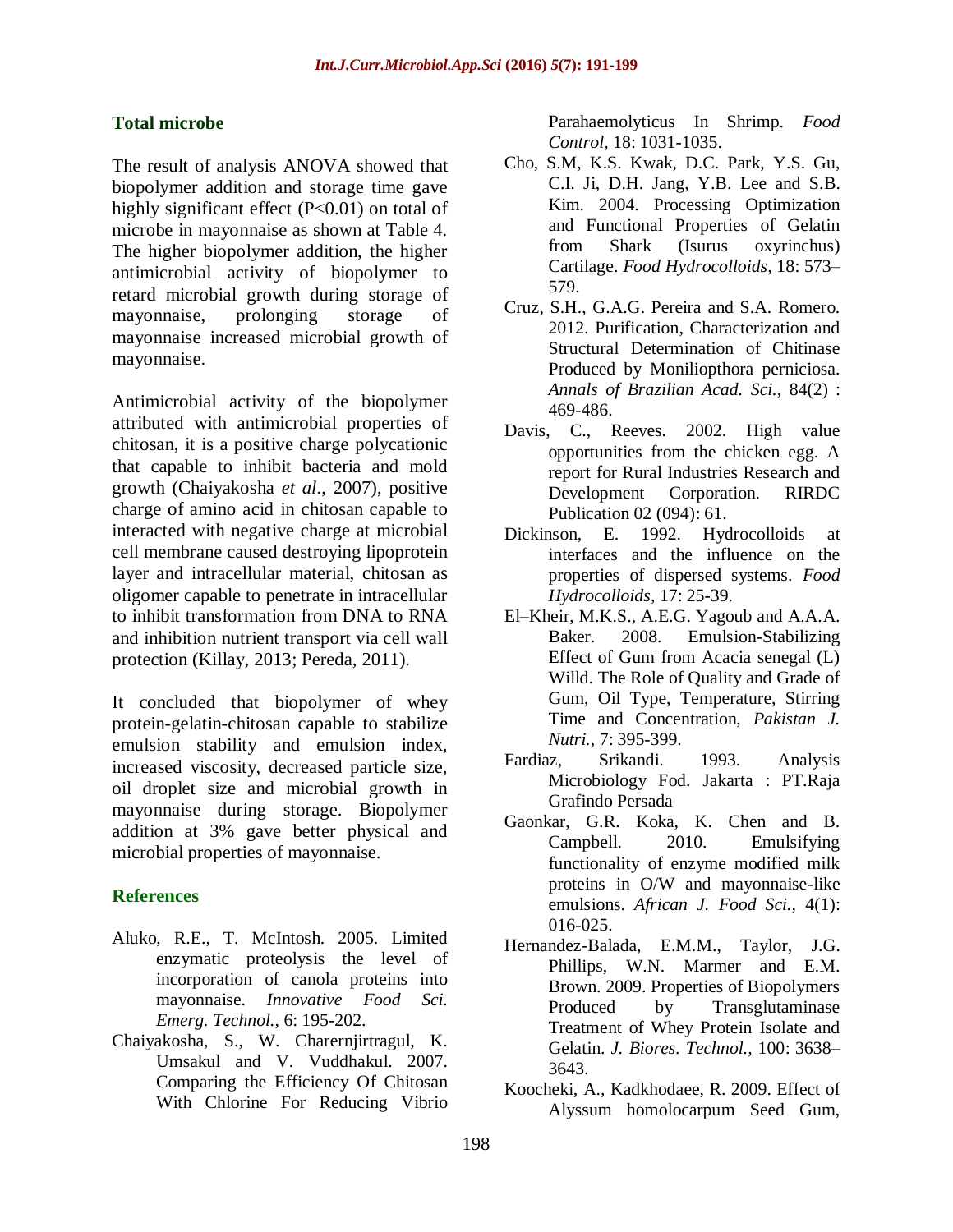## Total microbe

The result of analysis ANOVA showed that biopolymer addition and storage time gave highly significant effect ($P<0.01$) on total of microbe in mayonnaise as shown at Table 4. The higher biopolymer addition, the higher antimicrobial activity of biopolymer to retard microbial growth during storage of mayonnaise, prolonging storage of mayonnaise increased microbial growth of mayonnaise.

Antimicrobial activity of the biopolymer attributed with antimicrobial properties of chitosan, it is a positive charge polycationic that capable to inhibit bacteria and mold growth (Chaiyakosha *et al*., 2007), positive charge of amino acid in chitosan capable to interacted with negative charge at microbial cell membrane caused destroying lipoprotein layer and intracellular material, chitosan as oligomer capable to penetrate in intracellular to inhibit transformation from DNA to RNA and inhibition nutrient transport via cell wall protection (Killay, 2013; Pereda, 2011).

It concluded that biopolymer of whey protein-gelatin-chitosan capable to stabilize emulsion stability and emulsion index, increased viscosity, decreased particle size, oil droplet size and microbial growth in mayonnaise during storage. Biopolymer addition at 3% gave better physical and microbial properties of mayonnaise.

## References

Aluko, R.E., T. McIntosh. 2005. Limited enzymatic proteolysis the level of incorporation of canola proteins into mayonnaise. *Innovative Food Sci. Emerg. Technol.,* 6: 195-202.

Chaiyakosha, S., W. Charernjirtragul, K. Umsakul and V. Vuddhakul. 2007. Comparing the Efficiency Of Chitosan With Chlorine For Reducing Vibrio Parahaemolyticus In Shrimp. *Food Control*, 18: 1031-1035.

Cho, S.M, K.S. Kwak, D.C. Park, Y.S. Gu, C.I. Ji, D.H. Jang, Y.B. Lee and S.B. Kim. 2004. Processing Optimization and Functional Properties of Gelatin from Shark (Isurus oxyrinchus) Cartilage. *Food Hydrocolloids*, 18: 573–579.

Cruz, S.H., G.A.G. Pereira and S.A. Romero. 2012. Purification, Characterization and Structural Determination of Chitinase Produced by Moniliopthora perniciosa. *Annals of Brazilian Acad. Sci.*, 84(2) : 469-486.

Davis, C., Reeves. 2002. High value opportunities from the chicken egg. A report for Rural Industries Research and Development Corporation. RIRDC Publication 02 (094): 61.

Dickinson, E. 1992. Hydrocolloids at interfaces and the influence on the properties of dispersed systems. *Food Hydrocolloids,* 17: 25-39.

El–Kheir, M.K.S., A.E.G. Yagoub and A.A.A. Baker. 2008. Emulsion-Stabilizing Effect of Gum from Acacia senegal (L) Willd. The Role of Quality and Grade of Gum, Oil Type, Temperature, Stirring Time and Concentration, *Pakistan J. Nutri.,* 7: 395-399.

Fardiaz, Srikandi. 1993. Analysis Microbiology Fod. Jakarta : PT.Raja Grafindo Persada

Gaonkar, G.R. Koka, K. Chen and B. Campbell. 2010. Emulsifying functionality of enzyme modified milk proteins in O/W and mayonnaise-like emulsions. *African J. Food Sci.,* 4(1): 016-025.

Hernandez-Balada, E.M.M., Taylor, J.G. Phillips, W.N. Marmer and E.M. Brown. 2009. Properties of Biopolymers Produced by Transglutaminase Treatment of Whey Protein Isolate and Gelatin. *J. Biores. Technol.,* 100: 3638–3643.

Koocheki, A., Kadkhodaee, R. 2009. Effect of Alyssum homolocarpum Seed Gum,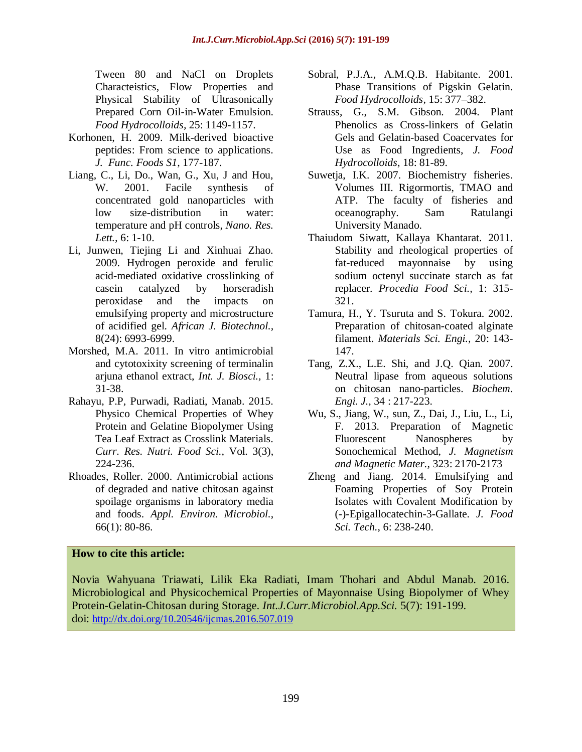Tween 80 and NaCl on Droplets Characteistics, Flow Properties and Physical Stability of Ultrasonically Prepared Corn Oil-in-Water Emulsion. *Food Hydrocolloids,* 25: 1149-1157.

Korhonen, H. 2009. Milk-derived bioactive peptides: From science to applications. *J. Func. Foods S1,* 177-187.

Liang, C., Li, Do., Wan, G., Xu, J and Hou, W. 2001. Facile synthesis of concentrated gold nanoparticles with low size-distribution in water: temperature and pH controls, *Nano. Res. Lett.,* 6: 1-10.

Li, Junwen, Tiejing Li and Xinhuai Zhao. 2009. Hydrogen peroxide and ferulic acid-mediated oxidative crosslinking of casein catalyzed by horseradish peroxidase and the impacts on emulsifying property and microstructure of acidified gel. *African J. Biotechnol.,* 8(24): 6993-6999.

Morshed, M.A. 2011. In vitro antimicrobial and cytotoxicity screening of terminalin arjuna ethanol extract, *Int. J. Biosci.,* 1: 31-38.

Rahayu, P.P, Purwadi, Radiati, Manab. 2015. Physico Chemical Properties of Whey Protein and Gelatine Biopolymer Using Tea Leaf Extract as Crosslink Materials. *Curr. Res. Nutri. Food Sci.,* Vol. 3(3), 224-236.

Rhoades, Roller. 2000. Antimicrobial actions of degraded and native chitosan against spoilage organisms in laboratory media and foods. *Appl. Environ. Microbiol.,* 66(1): 80-86.

Sobral, P.J.A., A.M.Q.B. Habitante. 2001. Phase Transitions of Pigskin Gelatin. *Food Hydrocolloids,* 15: 377–382.

Strauss, G., S.M. Gibson. 2004. Plant Phenolics as Cross-linkers of Gelatin Gels and Gelatin-based Coacervates for Use as Food Ingredients, *J. Food Hydrocolloids,* 18: 81-89.

Suwetja, I.K. 2007. Biochemistry fisheries. Volumes III. Rigormortis, TMAO and ATP. The faculty of fisheries and oceanography. Sam Ratulangi University Manado.

Thaiudom Siwatt, Kallaya Khantarat. 2011. Stability and rheological properties of fat-reduced mayonnaise by using sodium octenyl succinate starch as fat replacer. *Procedia Food Sci.,* 1: 315-321.

Tamura, H., Y. Tsuruta and S. Tokura. 2002. Preparation of chitosan-coated alginate filament. *Materials Sci. Engi.,* 20: 143-147.

Tang, Z.X., L.E. Shi, and J.Q. Qian. 2007. Neutral lipase from aqueous solutions on chitosan nano-particles. *Biochem. Engi. J.,* 34 : 217-223.

Wu, S., Jiang, W., sun, Z., Dai, J., Liu, L., Li, F. 2013. Preparation of Magnetic Fluorescent Nanospheres by Sonochemical Method, *J. Magnetism and Magnetic Mater.,* 323: 2170-2173

Zheng and Jiang. 2014. Emulsifying and Foaming Properties of Soy Protein Isolates with Covalent Modification by (-)-Epigallocatechin-3-Gallate. *J. Food Sci. Tech.,* 6: 238-240.

**How to cite this article:**

Novia Wahyuana Triawati, Lilik Eka Radiati, Imam Thohari and Abdul Manab. 2016. Microbiological and Physicochemical Properties of Mayonnaise Using Biopolymer of Whey Protein-Gelatin-Chitosan during Storage. *Int.J.Curr.Microbiol.App.Sci.* 5(7): 191-199.
doi: http://dx.doi.org/10.20546/ijcmas.2016.507.019